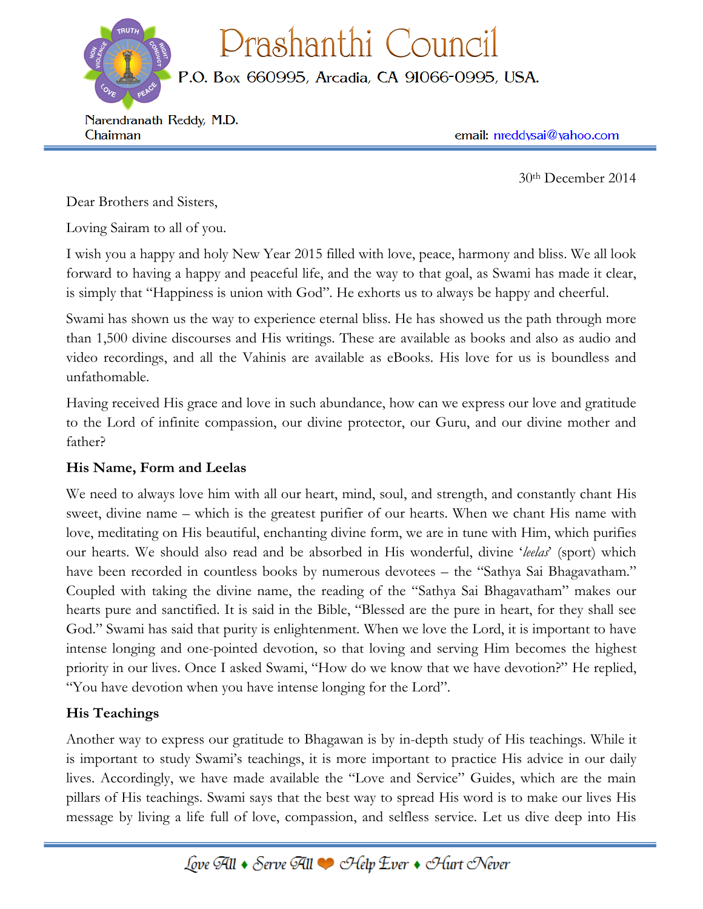# Prashanthi Council

P.O. Box 660995, Arcadia, CA 91066-0995, USA.

Narendranath Reddy, M.D.
Chairman

email: nreddysai@yahoo.com

30th December 2014

Dear Brothers and Sisters,

Loving Sairam to all of you.

I wish you a happy and holy New Year 2015 filled with love, peace, harmony and bliss. We all look forward to having a happy and peaceful life, and the way to that goal, as Swami has made it clear, is simply that "Happiness is union with God". He exhorts us to always be happy and cheerful.

Swami has shown us the way to experience eternal bliss. He has showed us the path through more than 1,500 divine discourses and His writings. These are available as books and also as audio and video recordings, and all the Vahinis are available as eBooks. His love for us is boundless and unfathomable.

Having received His grace and love in such abundance, how can we express our love and gratitude to the Lord of infinite compassion, our divine protector, our Guru, and our divine mother and father?

**His Name, Form and Leelas**

We need to always love him with all our heart, mind, soul, and strength, and constantly chant His sweet, divine name – which is the greatest purifier of our hearts. When we chant His name with love, meditating on His beautiful, enchanting divine form, we are in tune with Him, which purifies our hearts. We should also read and be absorbed in His wonderful, divine '*leelas*' (sport) which have been recorded in countless books by numerous devotees – the "Sathya Sai Bhagavatham." Coupled with taking the divine name, the reading of the "Sathya Sai Bhagavatham" makes our hearts pure and sanctified. It is said in the Bible, "Blessed are the pure in heart, for they shall see God." Swami has said that purity is enlightenment. When we love the Lord, it is important to have intense longing and one-pointed devotion, so that loving and serving Him becomes the highest priority in our lives. Once I asked Swami, "How do we know that we have devotion?" He replied, "You have devotion when you have intense longing for the Lord".

**His Teachings**

Another way to express our gratitude to Bhagawan is by in-depth study of His teachings. While it is important to study Swami's teachings, it is more important to practice His advice in our daily lives. Accordingly, we have made available the "Love and Service" Guides, which are the main pillars of His teachings. Swami says that the best way to spread His word is to make our lives His message by living a life full of love, compassion, and selfless service. Let us dive deep into His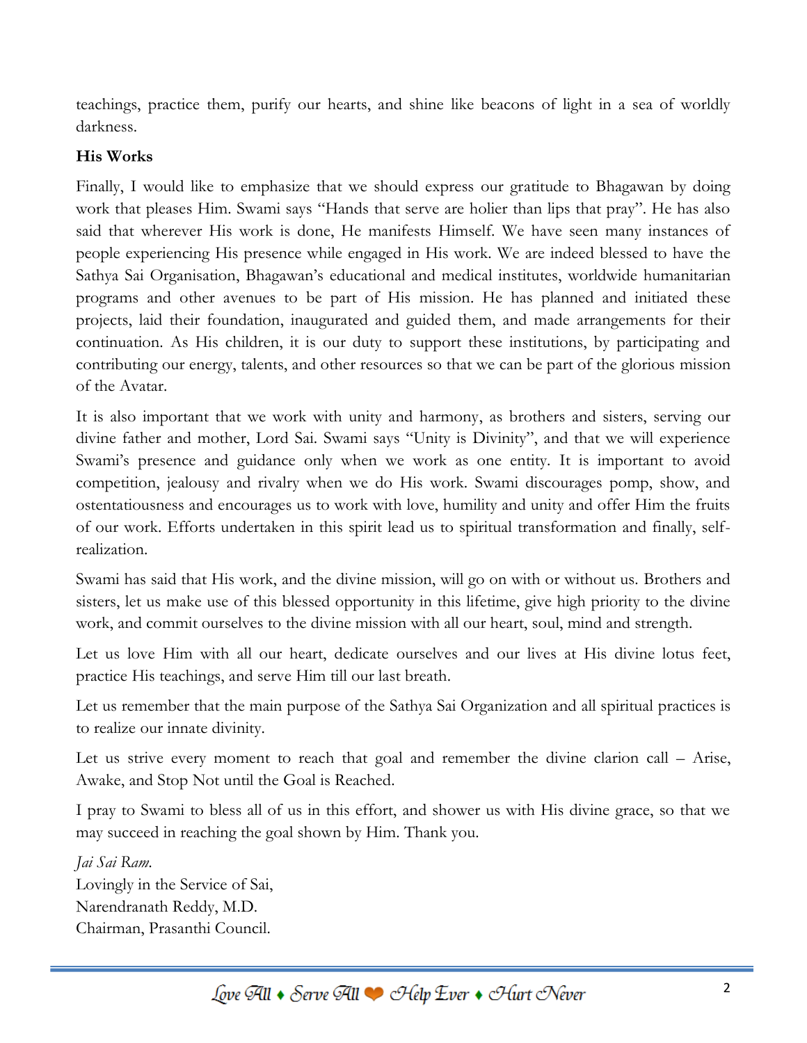teachings, practice them, purify our hearts, and shine like beacons of light in a sea of worldly darkness.

**His Works**

Finally, I would like to emphasize that we should express our gratitude to Bhagawan by doing work that pleases Him. Swami says "Hands that serve are holier than lips that pray". He has also said that wherever His work is done, He manifests Himself. We have seen many instances of people experiencing His presence while engaged in His work. We are indeed blessed to have the Sathya Sai Organisation, Bhagawan's educational and medical institutes, worldwide humanitarian programs and other avenues to be part of His mission. He has planned and initiated these projects, laid their foundation, inaugurated and guided them, and made arrangements for their continuation. As His children, it is our duty to support these institutions, by participating and contributing our energy, talents, and other resources so that we can be part of the glorious mission of the Avatar.

It is also important that we work with unity and harmony, as brothers and sisters, serving our divine father and mother, Lord Sai. Swami says "Unity is Divinity", and that we will experience Swami's presence and guidance only when we work as one entity. It is important to avoid competition, jealousy and rivalry when we do His work. Swami discourages pomp, show, and ostentatiousness and encourages us to work with love, humility and unity and offer Him the fruits of our work. Efforts undertaken in this spirit lead us to spiritual transformation and finally, self-realization.

Swami has said that His work, and the divine mission, will go on with or without us. Brothers and sisters, let us make use of this blessed opportunity in this lifetime, give high priority to the divine work, and commit ourselves to the divine mission with all our heart, soul, mind and strength.

Let us love Him with all our heart, dedicate ourselves and our lives at His divine lotus feet, practice His teachings, and serve Him till our last breath.

Let us remember that the main purpose of the Sathya Sai Organization and all spiritual practices is to realize our innate divinity.

Let us strive every moment to reach that goal and remember the divine clarion call – Arise, Awake, and Stop Not until the Goal is Reached.

I pray to Swami to bless all of us in this effort, and shower us with His divine grace, so that we may succeed in reaching the goal shown by Him. Thank you.

*Jai Sai Ram.*
Lovingly in the Service of Sai,
Narendranath Reddy, M.D.
Chairman, Prasanthi Council.